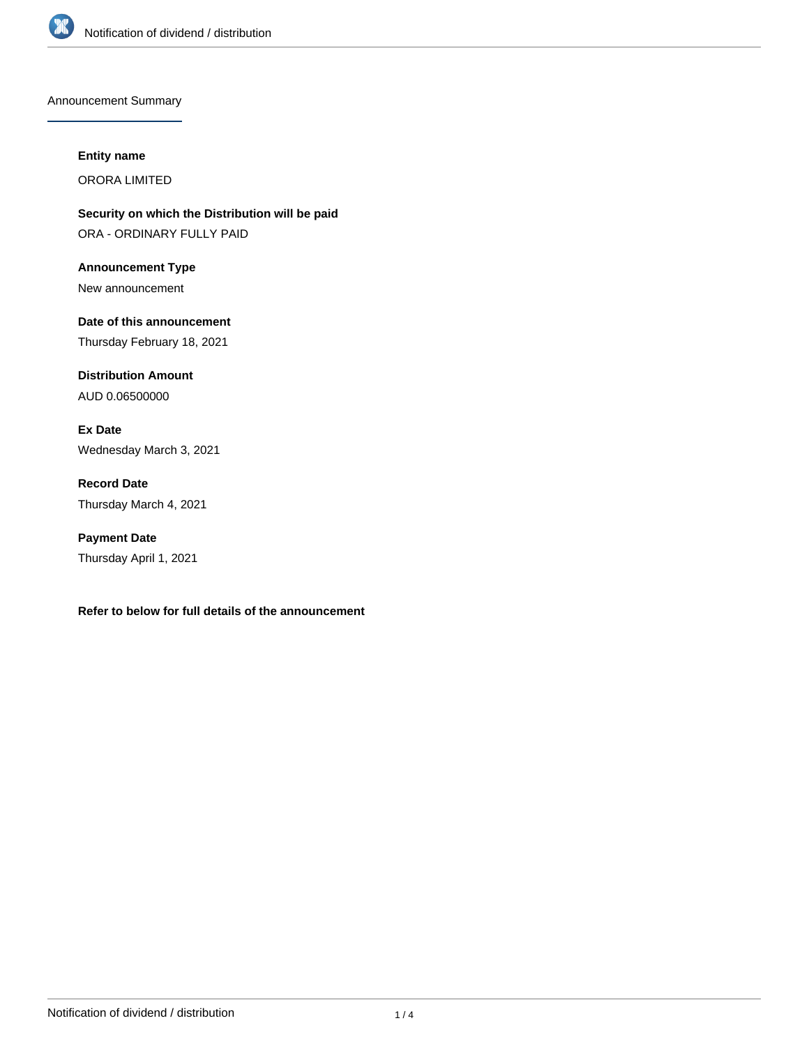## Announcement Summary

**Entity name**

ORORA LIMITED

**Security on which the Distribution will be paid**

ORA - ORDINARY FULLY PAID

**Announcement Type**

New announcement

**Date of this announcement**

Thursday February 18, 2021

**Distribution Amount**

AUD 0.06500000

**Ex Date**

Wednesday March 3, 2021

**Record Date**

Thursday March 4, 2021

**Payment Date**

Thursday April 1, 2021

**Refer to below for full details of the announcement**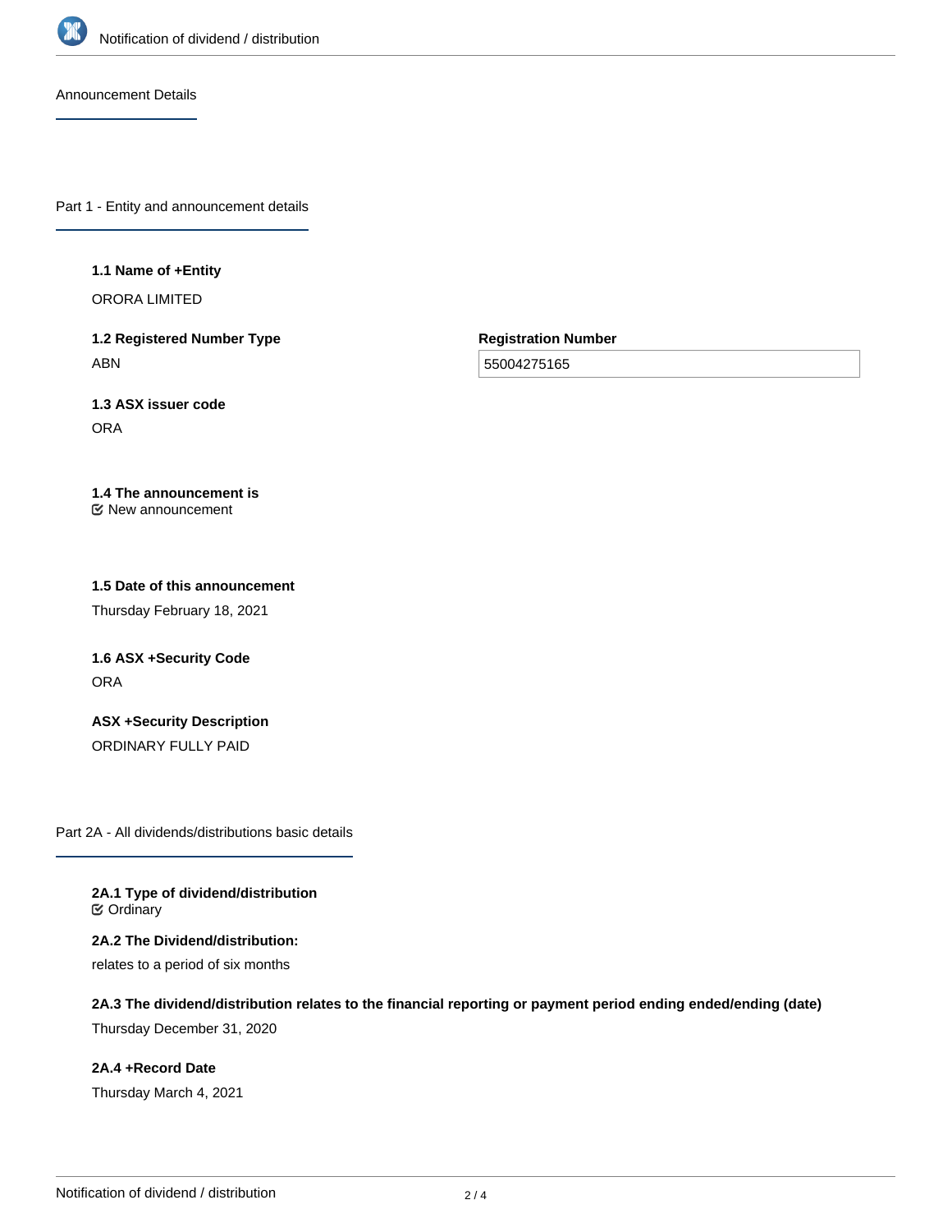## Announcement Details

### Part 1 - Entity and announcement details

**1.1 Name of +Entity**

ORORA LIMITED

**1.2 Registered Number Type**

ABN

**Registration Number**

55004275165

**1.3 ASX issuer code**

ORA

**1.4 The announcement is**

☑ New announcement

**1.5 Date of this announcement**

Thursday February 18, 2021

**1.6 ASX +Security Code**

ORA

**ASX +Security Description**

ORDINARY FULLY PAID

### Part 2A - All dividends/distributions basic details

**2A.1 Type of dividend/distribution**

☑ Ordinary

**2A.2 The Dividend/distribution:**

relates to a period of six months

**2A.3 The dividend/distribution relates to the financial reporting or payment period ending ended/ending (date)**

Thursday December 31, 2020

**2A.4 +Record Date**

Thursday March 4, 2021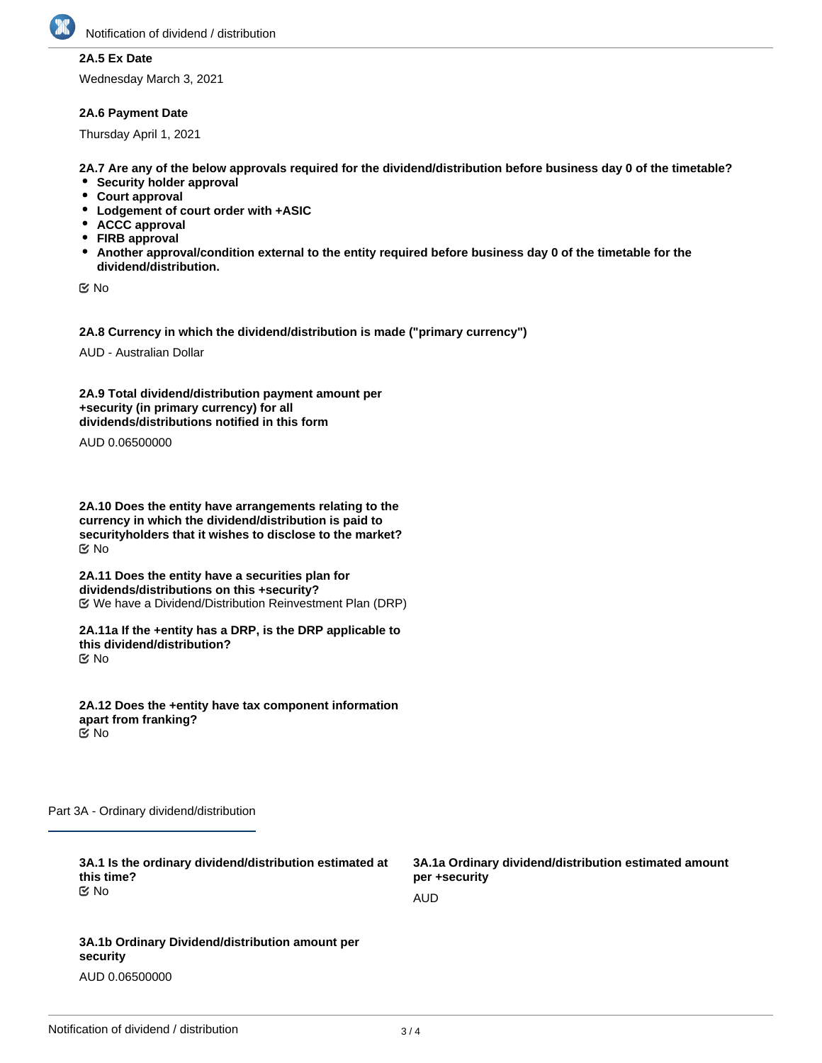**2A.5 Ex Date**

Wednesday March 3, 2021

**2A.6 Payment Date**

Thursday April 1, 2021

**2A.7 Are any of the below approvals required for the dividend/distribution before business day 0 of the timetable?**

- **Security holder approval**
- **Court approval**
- **Lodgement of court order with +ASIC**
- **ACCC approval**
- **FIRB approval**
- **Another approval/condition external to the entity required before business day 0 of the timetable for the dividend/distribution.**

☑ No

**2A.8 Currency in which the dividend/distribution is made ("primary currency")**

AUD - Australian Dollar

**2A.9 Total dividend/distribution payment amount per +security (in primary currency) for all dividends/distributions notified in this form**

AUD 0.06500000

**2A.10 Does the entity have arrangements relating to the currency in which the dividend/distribution is paid to securityholders that it wishes to disclose to the market?**
☑ No

**2A.11 Does the entity have a securities plan for dividends/distributions on this +security?**
☑ We have a Dividend/Distribution Reinvestment Plan (DRP)

**2A.11a If the +entity has a DRP, is the DRP applicable to this dividend/distribution?**
☑ No

**2A.12 Does the +entity have tax component information apart from franking?**
☑ No

## Part 3A - Ordinary dividend/distribution

**3A.1 Is the ordinary dividend/distribution estimated at this time?**
☑ No

**3A.1a Ordinary dividend/distribution estimated amount per +security**

AUD

**3A.1b Ordinary Dividend/distribution amount per security**

AUD 0.06500000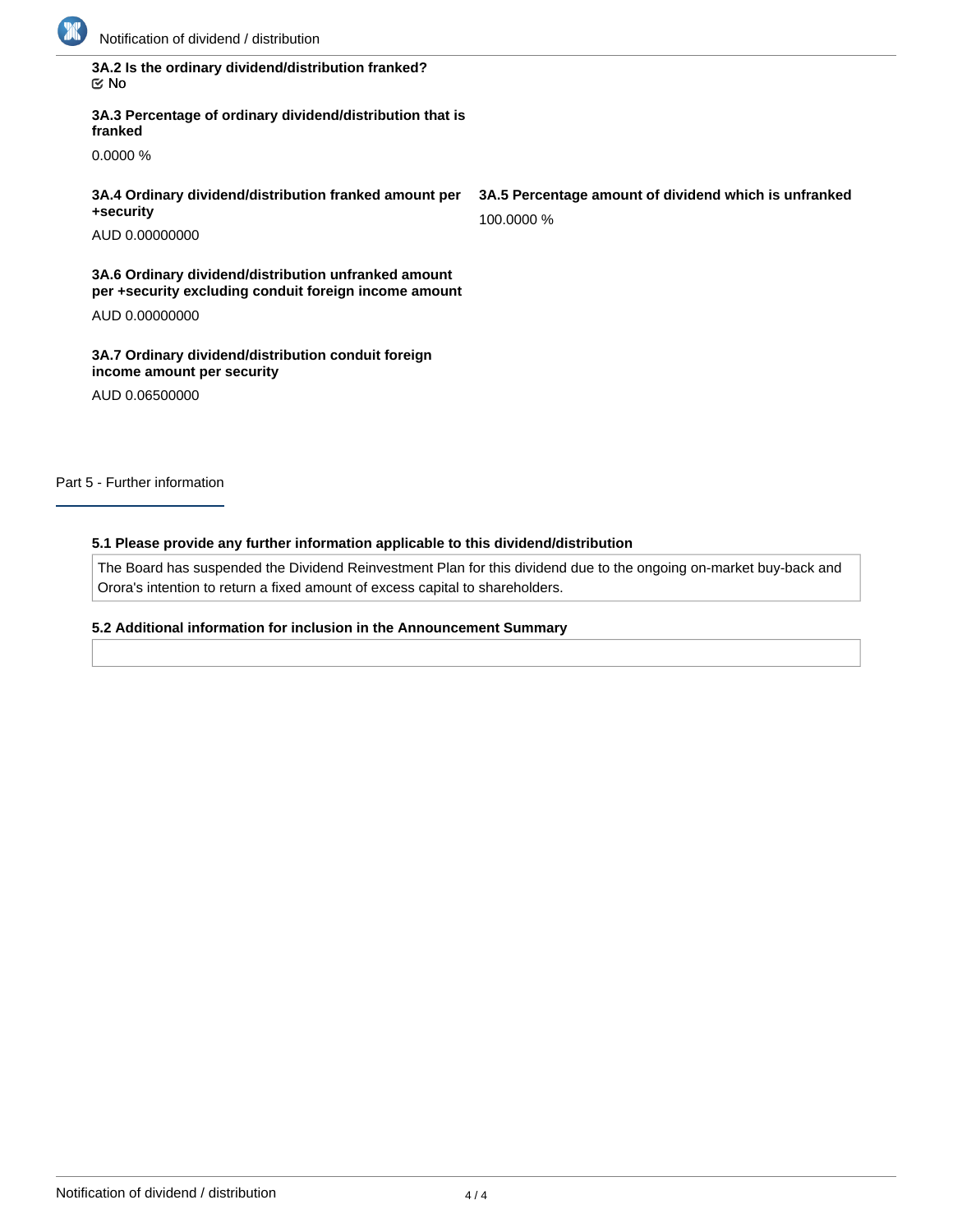**3A.2 Is the ordinary dividend/distribution franked?**

☑ No

**3A.3 Percentage of ordinary dividend/distribution that is franked**

0.0000 %

**3A.4 Ordinary dividend/distribution franked amount per +security**

AUD 0.00000000

**3A.5 Percentage amount of dividend which is unfranked**

100.0000 %

**3A.6 Ordinary dividend/distribution unfranked amount per +security excluding conduit foreign income amount**

AUD 0.00000000

**3A.7 Ordinary dividend/distribution conduit foreign income amount per security**

AUD 0.06500000

## Part 5 - Further information

**5.1 Please provide any further information applicable to this dividend/distribution**

The Board has suspended the Dividend Reinvestment Plan for this dividend due to the ongoing on-market buy-back and Orora's intention to return a fixed amount of excess capital to shareholders.

**5.2 Additional information for inclusion in the Announcement Summary**